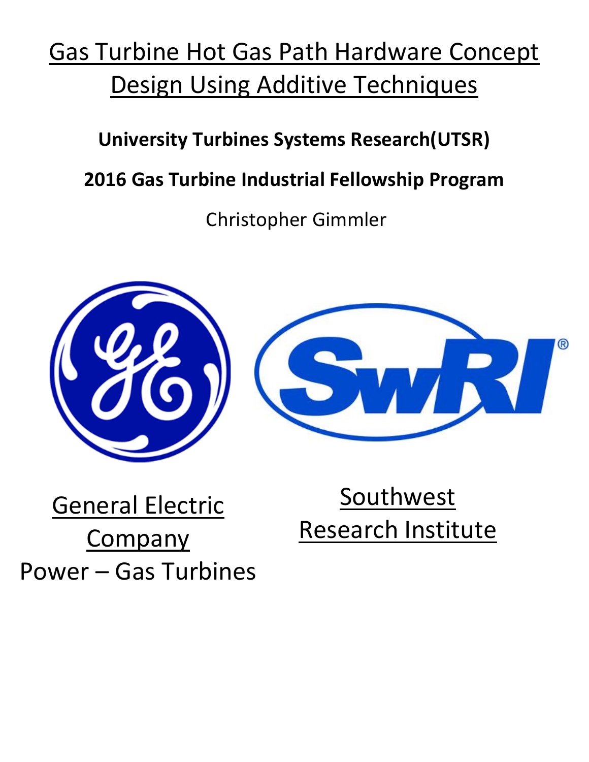# Gas Turbine Hot Gas Path Hardware Concept Design Using Additive Techniques

**University Turbines Systems Research(UTSR)**

**2016 Gas Turbine Industrial Fellowship Program**

Christopher Gimmler

General Electric Company

Power – Gas Turbines

Southwest Research Institute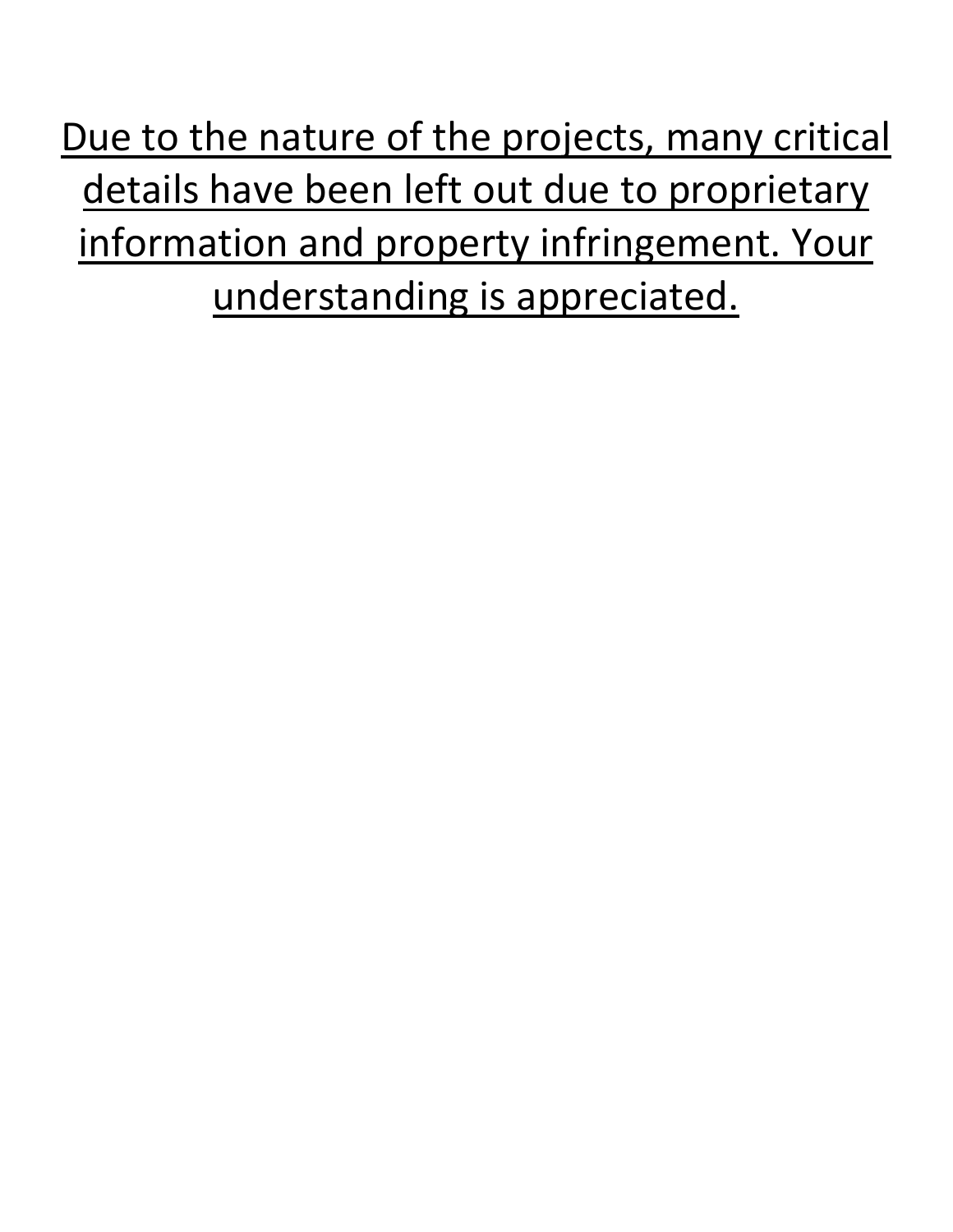<u>Due to the nature of the projects, many critical details have been left out due to proprietary information and property infringement. Your understanding is appreciated.</u>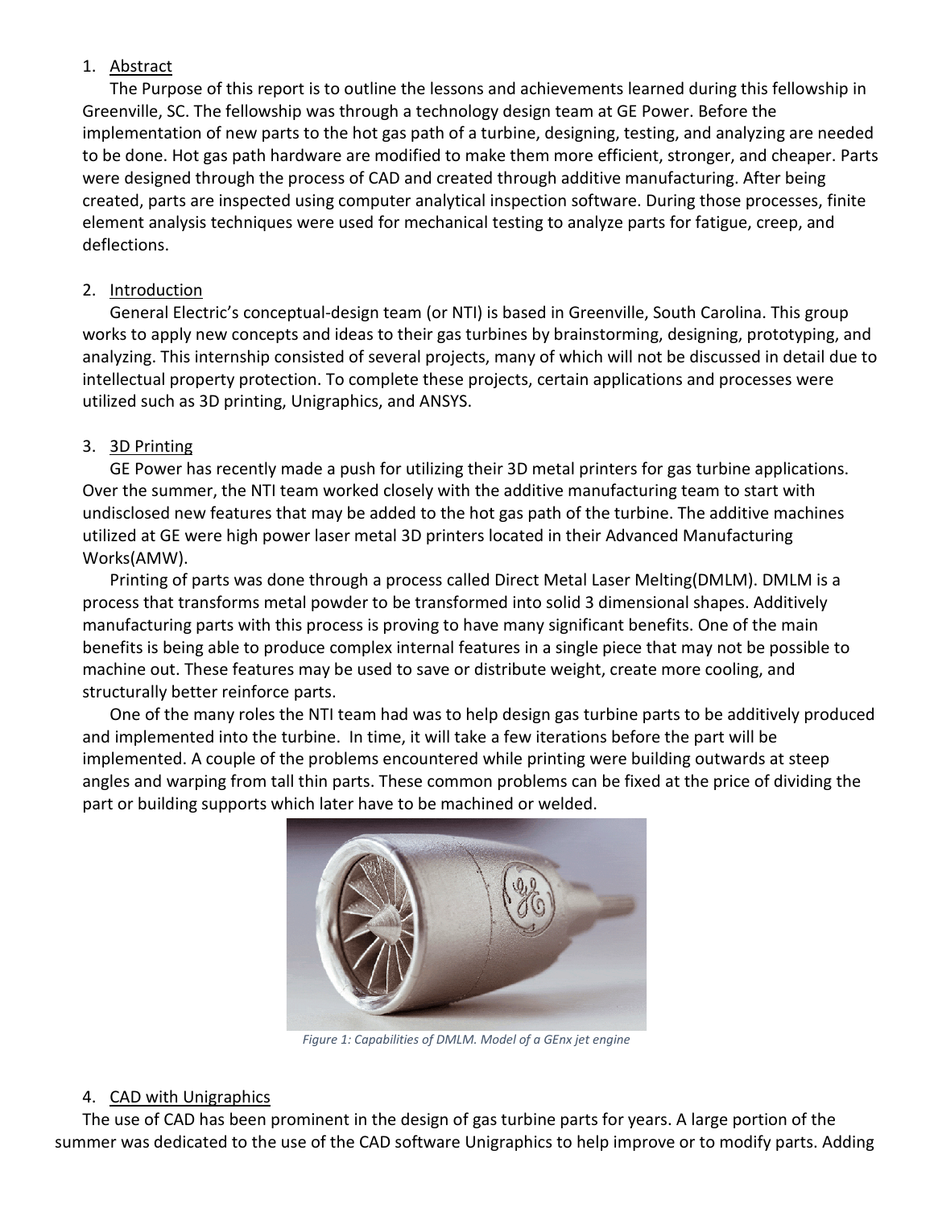1. Abstract

The Purpose of this report is to outline the lessons and achievements learned during this fellowship in Greenville, SC. The fellowship was through a technology design team at GE Power. Before the implementation of new parts to the hot gas path of a turbine, designing, testing, and analyzing are needed to be done. Hot gas path hardware are modified to make them more efficient, stronger, and cheaper. Parts were designed through the process of CAD and created through additive manufacturing. After being created, parts are inspected using computer analytical inspection software. During those processes, finite element analysis techniques were used for mechanical testing to analyze parts for fatigue, creep, and deflections.

2. Introduction

General Electric's conceptual-design team (or NTI) is based in Greenville, South Carolina. This group works to apply new concepts and ideas to their gas turbines by brainstorming, designing, prototyping, and analyzing. This internship consisted of several projects, many of which will not be discussed in detail due to intellectual property protection. To complete these projects, certain applications and processes were utilized such as 3D printing, Unigraphics, and ANSYS.

3. 3D Printing

GE Power has recently made a push for utilizing their 3D metal printers for gas turbine applications. Over the summer, the NTI team worked closely with the additive manufacturing team to start with undisclosed new features that may be added to the hot gas path of the turbine. The additive machines utilized at GE were high power laser metal 3D printers located in their Advanced Manufacturing Works(AMW).

Printing of parts was done through a process called Direct Metal Laser Melting(DMLM). DMLM is a process that transforms metal powder to be transformed into solid 3 dimensional shapes. Additively manufacturing parts with this process is proving to have many significant benefits. One of the main benefits is being able to produce complex internal features in a single piece that may not be possible to machine out. These features may be used to save or distribute weight, create more cooling, and structurally better reinforce parts.

One of the many roles the NTI team had was to help design gas turbine parts to be additively produced and implemented into the turbine. In time, it will take a few iterations before the part will be implemented. A couple of the problems encountered while printing were building outwards at steep angles and warping from tall thin parts. These common problems can be fixed at the price of dividing the part or building supports which later have to be machined or welded.

*Figure 1: Capabilities of DMLM. Model of a GEnx jet engine*

4. CAD with Unigraphics

The use of CAD has been prominent in the design of gas turbine parts for years. A large portion of the summer was dedicated to the use of the CAD software Unigraphics to help improve or to modify parts. Adding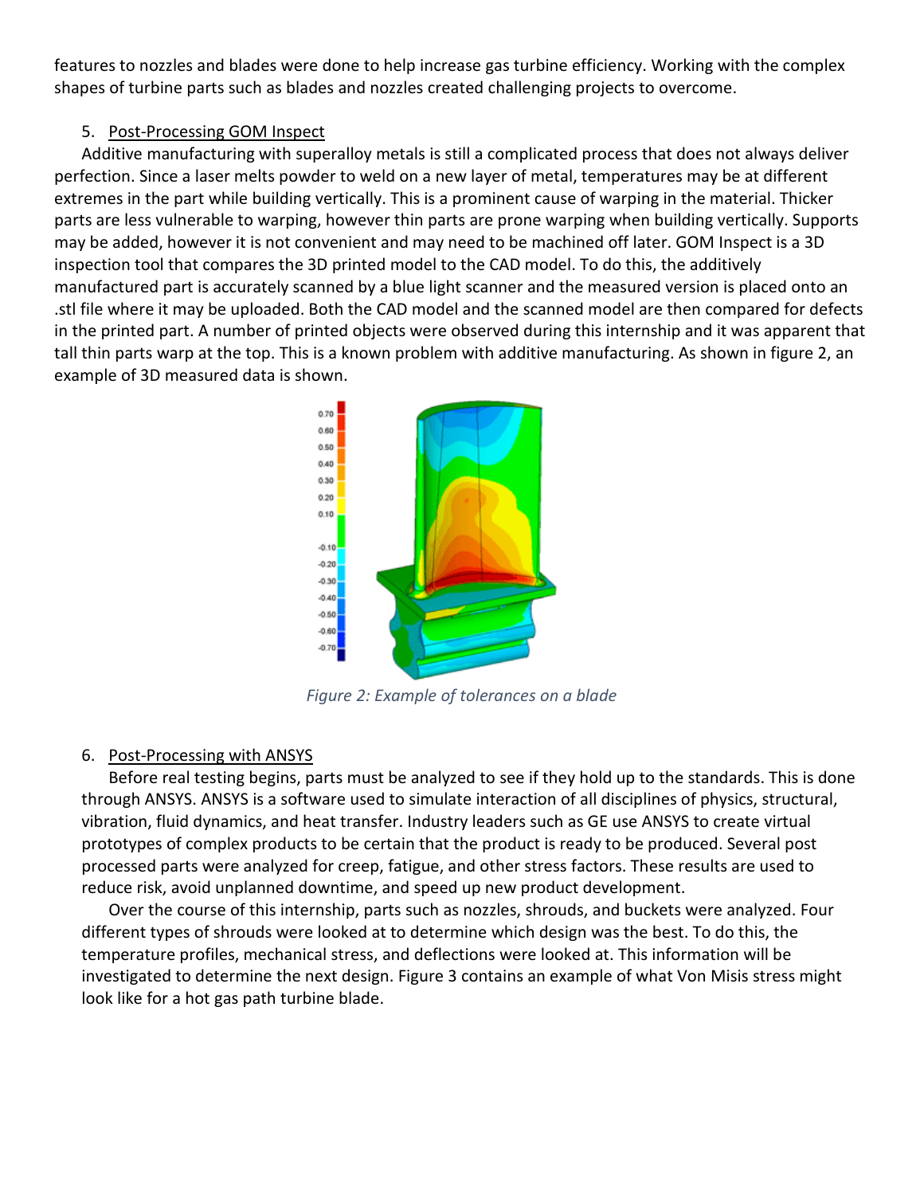features to nozzles and blades were done to help increase gas turbine efficiency. Working with the complex shapes of turbine parts such as blades and nozzles created challenging projects to overcome.

5. Post-Processing GOM Inspect

Additive manufacturing with superalloy metals is still a complicated process that does not always deliver perfection. Since a laser melts powder to weld on a new layer of metal, temperatures may be at different extremes in the part while building vertically. This is a prominent cause of warping in the material. Thicker parts are less vulnerable to warping, however thin parts are prone warping when building vertically. Supports may be added, however it is not convenient and may need to be machined off later. GOM Inspect is a 3D inspection tool that compares the 3D printed model to the CAD model. To do this, the additively manufactured part is accurately scanned by a blue light scanner and the measured version is placed onto an .stl file where it may be uploaded. Both the CAD model and the scanned model are then compared for defects in the printed part. A number of printed objects were observed during this internship and it was apparent that tall thin parts warp at the top. This is a known problem with additive manufacturing. As shown in figure 2, an example of 3D measured data is shown.

*Figure 2: Example of tolerances on a blade*

6. Post-Processing with ANSYS

Before real testing begins, parts must be analyzed to see if they hold up to the standards. This is done through ANSYS. ANSYS is a software used to simulate interaction of all disciplines of physics, structural, vibration, fluid dynamics, and heat transfer. Industry leaders such as GE use ANSYS to create virtual prototypes of complex products to be certain that the product is ready to be produced. Several post processed parts were analyzed for creep, fatigue, and other stress factors. These results are used to reduce risk, avoid unplanned downtime, and speed up new product development.

Over the course of this internship, parts such as nozzles, shrouds, and buckets were analyzed. Four different types of shrouds were looked at to determine which design was the best. To do this, the temperature profiles, mechanical stress, and deflections were looked at. This information will be investigated to determine the next design. Figure 3 contains an example of what Von Misis stress might look like for a hot gas path turbine blade.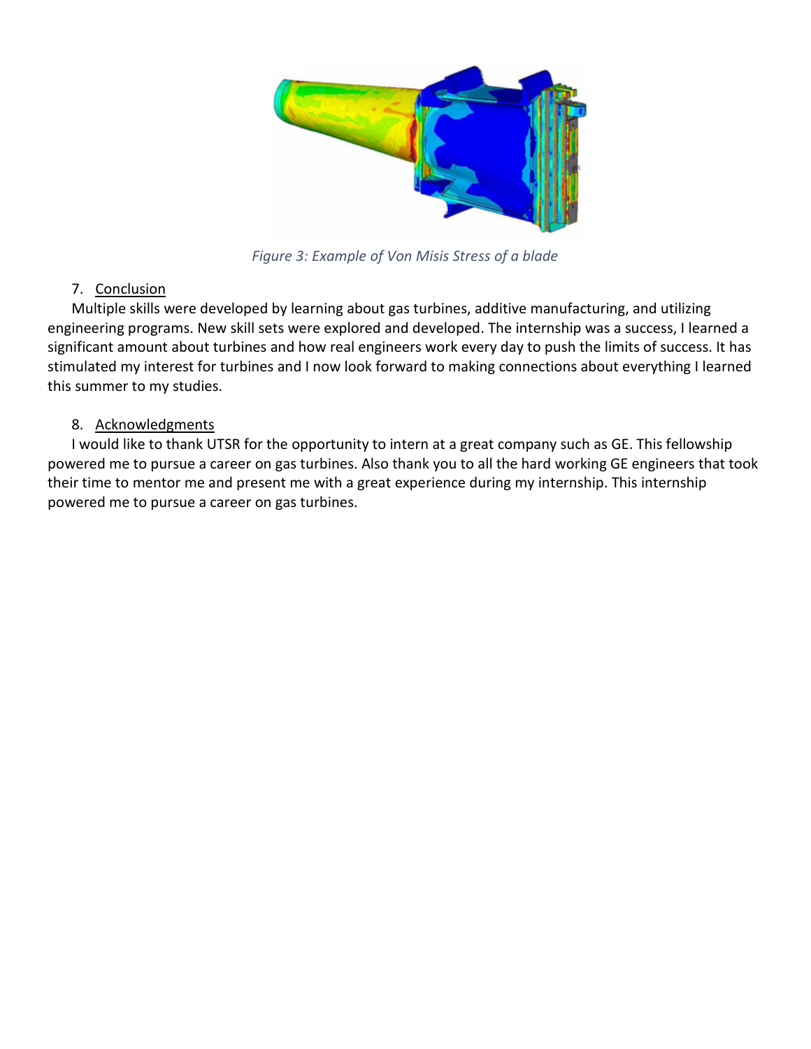*Figure 3: Example of Von Misis Stress of a blade*

7. Conclusion

Multiple skills were developed by learning about gas turbines, additive manufacturing, and utilizing engineering programs. New skill sets were explored and developed. The internship was a success, I learned a significant amount about turbines and how real engineers work every day to push the limits of success. It has stimulated my interest for turbines and I now look forward to making connections about everything I learned this summer to my studies.

8. Acknowledgments

I would like to thank UTSR for the opportunity to intern at a great company such as GE. This fellowship powered me to pursue a career on gas turbines. Also thank you to all the hard working GE engineers that took their time to mentor me and present me with a great experience during my internship. This internship powered me to pursue a career on gas turbines.